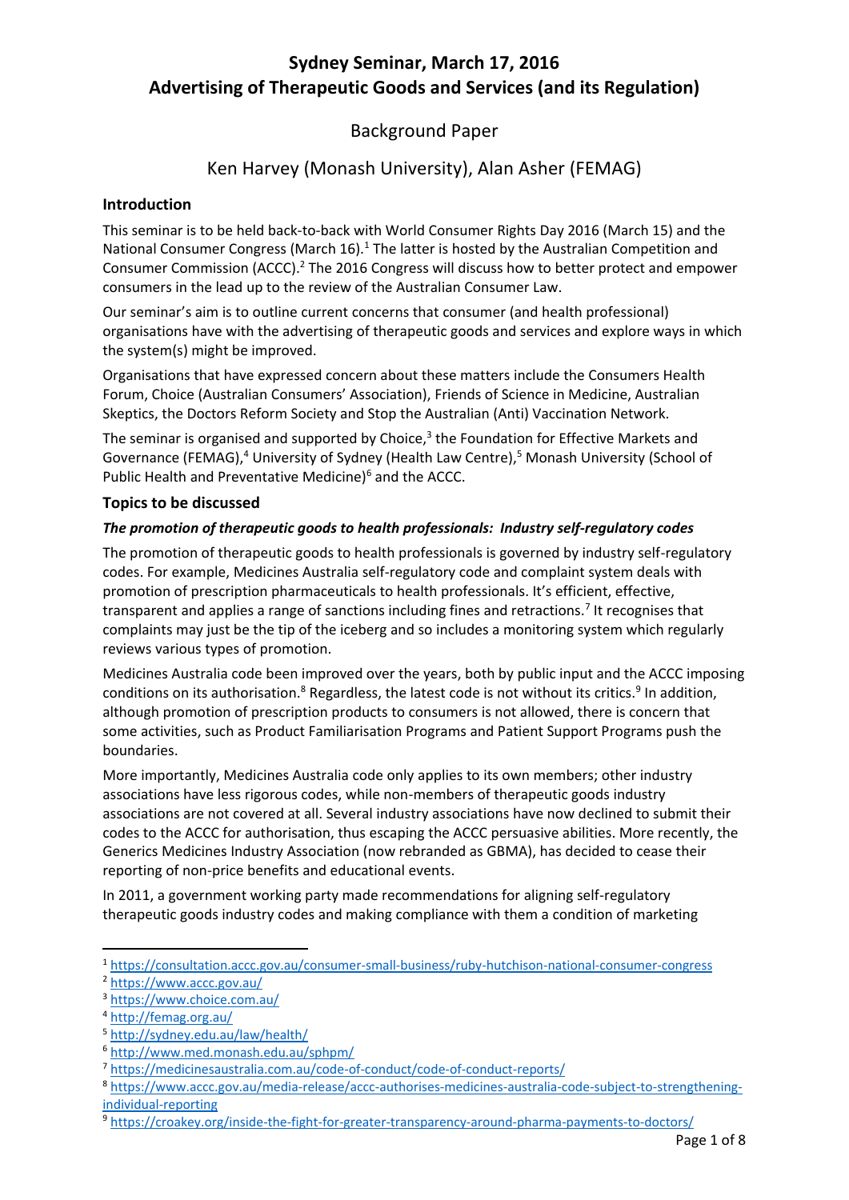# Sydney Seminar, March 17, 2016
# Advertising of Therapeutic Goods and Services (and its Regulation)

## Background Paper

### Ken Harvey (Monash University), Alan Asher (FEMAG)

## Introduction

This seminar is to be held back-to-back with World Consumer Rights Day 2016 (March 15) and the National Consumer Congress (March 16).[1] The latter is hosted by the Australian Competition and Consumer Commission (ACCC).[2] The 2016 Congress will discuss how to better protect and empower consumers in the lead up to the review of the Australian Consumer Law.

Our seminar's aim is to outline current concerns that consumer (and health professional) organisations have with the advertising of therapeutic goods and services and explore ways in which the system(s) might be improved.

Organisations that have expressed concern about these matters include the Consumers Health Forum, Choice (Australian Consumers' Association), Friends of Science in Medicine, Australian Skeptics, the Doctors Reform Society and Stop the Australian (Anti) Vaccination Network.

The seminar is organised and supported by Choice,[3] the Foundation for Effective Markets and Governance (FEMAG),[4] University of Sydney (Health Law Centre),[5] Monash University (School of Public Health and Preventative Medicine)[6] and the ACCC.

## Topics to be discussed

### *The promotion of therapeutic goods to health professionals: Industry self-regulatory codes*

The promotion of therapeutic goods to health professionals is governed by industry self-regulatory codes. For example, Medicines Australia self-regulatory code and complaint system deals with promotion of prescription pharmaceuticals to health professionals. It's efficient, effective, transparent and applies a range of sanctions including fines and retractions.[7] It recognises that complaints may just be the tip of the iceberg and so includes a monitoring system which regularly reviews various types of promotion.

Medicines Australia code been improved over the years, both by public input and the ACCC imposing conditions on its authorisation.[8] Regardless, the latest code is not without its critics.[9] In addition, although promotion of prescription products to consumers is not allowed, there is concern that some activities, such as Product Familiarisation Programs and Patient Support Programs push the boundaries.

More importantly, Medicines Australia code only applies to its own members; other industry associations have less rigorous codes, while non-members of therapeutic goods industry associations are not covered at all. Several industry associations have now declined to submit their codes to the ACCC for authorisation, thus escaping the ACCC persuasive abilities. More recently, the Generics Medicines Industry Association (now rebranded as GBMA), has decided to cease their reporting of non-price benefits and educational events.

In 2011, a government working party made recommendations for aligning self-regulatory therapeutic goods industry codes and making compliance with them a condition of marketing

---

[1] https://consultation.accc.gov.au/consumer-small-business/ruby-hutchison-national-consumer-congress

[2] https://www.accc.gov.au/

[3] https://www.choice.com.au/

[4] http://femag.org.au/

[5] http://sydney.edu.au/law/health/

[6] http://www.med.monash.edu.au/sphpm/

[7] https://medicinesaustralia.com.au/code-of-conduct/code-of-conduct-reports/

[8] https://www.accc.gov.au/media-release/accc-authorises-medicines-australia-code-subject-to-strengthening-individual-reporting

[9] https://croakey.org/inside-the-fight-for-greater-transparency-around-pharma-payments-to-doctors/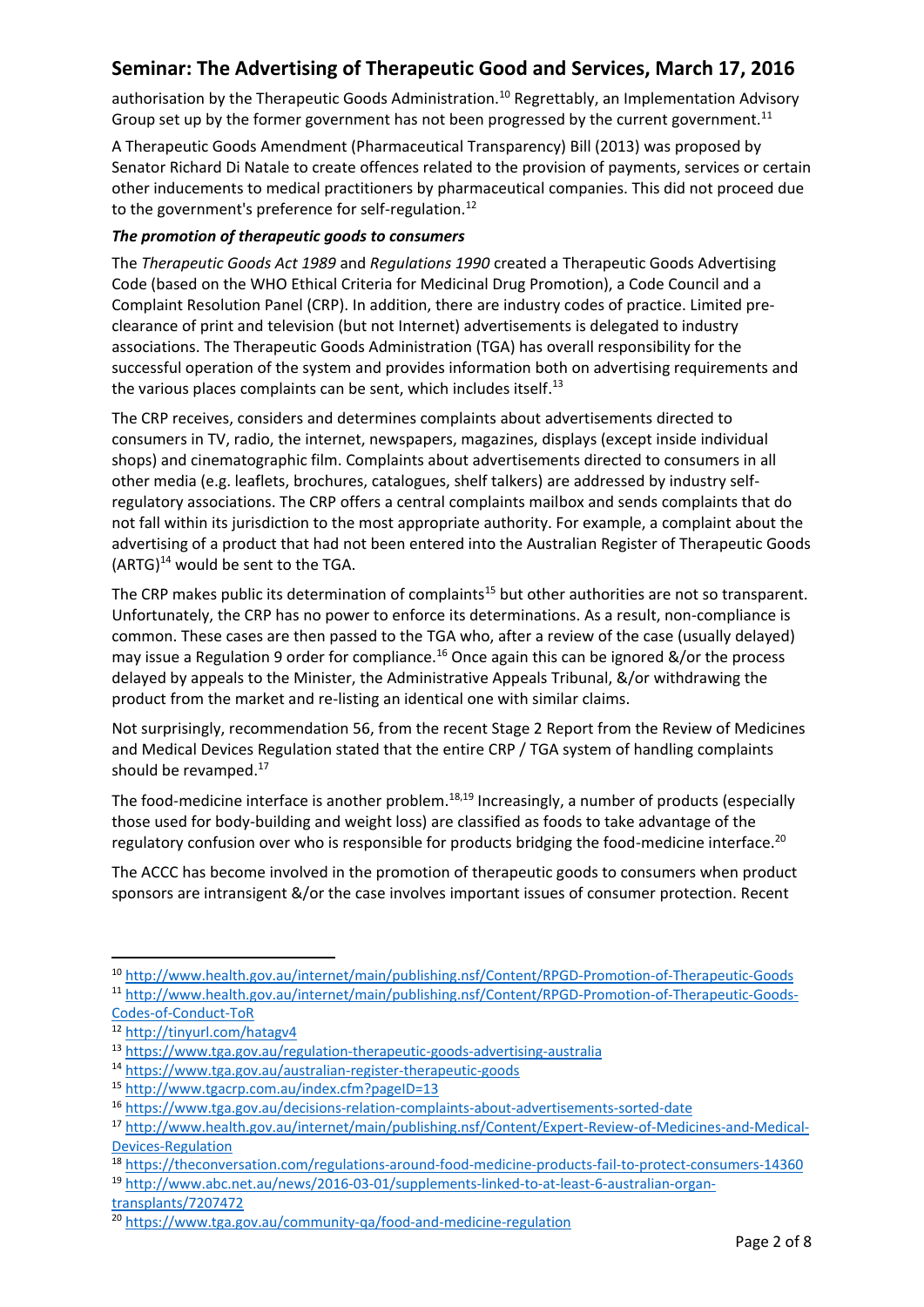authorisation by the Therapeutic Goods Administration.[10] Regrettably, an Implementation Advisory Group set up by the former government has not been progressed by the current government.[11]

A Therapeutic Goods Amendment (Pharmaceutical Transparency) Bill (2013) was proposed by Senator Richard Di Natale to create offences related to the provision of payments, services or certain other inducements to medical practitioners by pharmaceutical companies. This did not proceed due to the government's preference for self-regulation.[12]

***The promotion of therapeutic goods to consumers***

The *Therapeutic Goods Act 1989* and *Regulations 1990* created a Therapeutic Goods Advertising Code (based on the WHO Ethical Criteria for Medicinal Drug Promotion), a Code Council and a Complaint Resolution Panel (CRP). In addition, there are industry codes of practice. Limited pre-clearance of print and television (but not Internet) advertisements is delegated to industry associations. The Therapeutic Goods Administration (TGA) has overall responsibility for the successful operation of the system and provides information both on advertising requirements and the various places complaints can be sent, which includes itself.[13]

The CRP receives, considers and determines complaints about advertisements directed to consumers in TV, radio, the internet, newspapers, magazines, displays (except inside individual shops) and cinematographic film. Complaints about advertisements directed to consumers in all other media (e.g. leaflets, brochures, catalogues, shelf talkers) are addressed by industry self-regulatory associations. The CRP offers a central complaints mailbox and sends complaints that do not fall within its jurisdiction to the most appropriate authority. For example, a complaint about the advertising of a product that had not been entered into the Australian Register of Therapeutic Goods (ARTG)[14] would be sent to the TGA.

The CRP makes public its determination of complaints[15] but other authorities are not so transparent. Unfortunately, the CRP has no power to enforce its determinations. As a result, non-compliance is common. These cases are then passed to the TGA who, after a review of the case (usually delayed) may issue a Regulation 9 order for compliance.[16] Once again this can be ignored &/or the process delayed by appeals to the Minister, the Administrative Appeals Tribunal, &/or withdrawing the product from the market and re-listing an identical one with similar claims.

Not surprisingly, recommendation 56, from the recent Stage 2 Report from the Review of Medicines and Medical Devices Regulation stated that the entire CRP / TGA system of handling complaints should be revamped.[17]

The food-medicine interface is another problem.[18,19] Increasingly, a number of products (especially those used for body-building and weight loss) are classified as foods to take advantage of the regulatory confusion over who is responsible for products bridging the food-medicine interface.[20]

The ACCC has become involved in the promotion of therapeutic goods to consumers when product sponsors are intransigent &/or the case involves important issues of consumer protection. Recent

---

[10] http://www.health.gov.au/internet/main/publishing.nsf/Content/RPGD-Promotion-of-Therapeutic-Goods

[11] http://www.health.gov.au/internet/main/publishing.nsf/Content/RPGD-Promotion-of-Therapeutic-Goods-Codes-of-Conduct-ToR

[12] http://tinyurl.com/hatagv4

[13] https://www.tga.gov.au/regulation-therapeutic-goods-advertising-australia

[14] https://www.tga.gov.au/australian-register-therapeutic-goods

[15] http://www.tgacrp.com.au/index.cfm?pageID=13

[16] https://www.tga.gov.au/decisions-relation-complaints-about-advertisements-sorted-date

[17] http://www.health.gov.au/internet/main/publishing.nsf/Content/Expert-Review-of-Medicines-and-Medical-Devices-Regulation

[18] https://theconversation.com/regulations-around-food-medicine-products-fail-to-protect-consumers-14360

[19] http://www.abc.net.au/news/2016-03-01/supplements-linked-to-at-least-6-australian-organ-transplants/7207472

[20] https://www.tga.gov.au/community-qa/food-and-medicine-regulation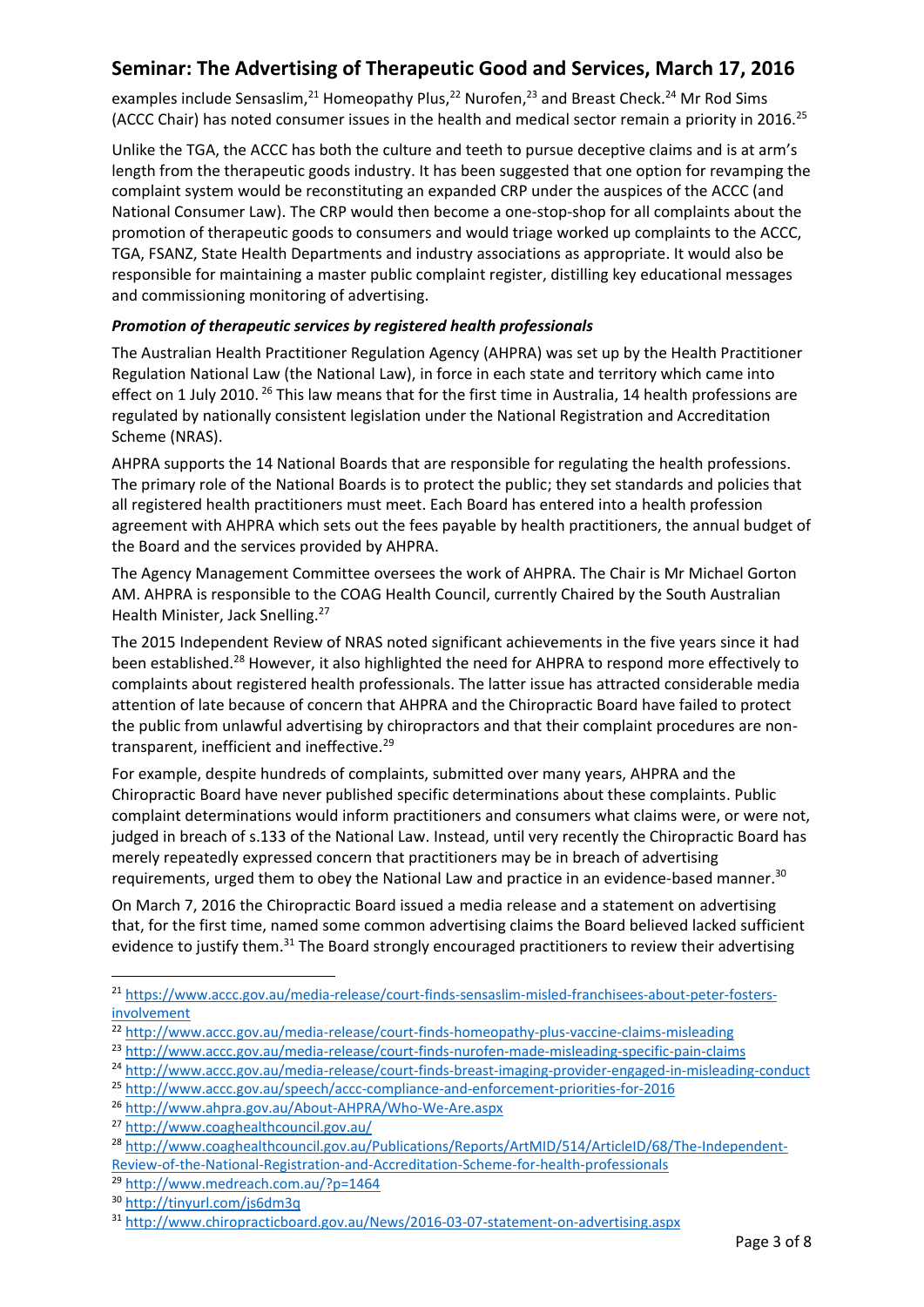examples include Sensaslim,[21] Homeopathy Plus,[22] Nurofen,[23] and Breast Check.[24] Mr Rod Sims (ACCC Chair) has noted consumer issues in the health and medical sector remain a priority in 2016.[25]

Unlike the TGA, the ACCC has both the culture and teeth to pursue deceptive claims and is at arm's length from the therapeutic goods industry. It has been suggested that one option for revamping the complaint system would be reconstituting an expanded CRP under the auspices of the ACCC (and National Consumer Law). The CRP would then become a one-stop-shop for all complaints about the promotion of therapeutic goods to consumers and would triage worked up complaints to the ACCC, TGA, FSANZ, State Health Departments and industry associations as appropriate. It would also be responsible for maintaining a master public complaint register, distilling key educational messages and commissioning monitoring of advertising.

***Promotion of therapeutic services by registered health professionals***

The Australian Health Practitioner Regulation Agency (AHPRA) was set up by the Health Practitioner Regulation National Law (the National Law), in force in each state and territory which came into effect on 1 July 2010. [26] This law means that for the first time in Australia, 14 health professions are regulated by nationally consistent legislation under the National Registration and Accreditation Scheme (NRAS).

AHPRA supports the 14 National Boards that are responsible for regulating the health professions. The primary role of the National Boards is to protect the public; they set standards and policies that all registered health practitioners must meet. Each Board has entered into a health profession agreement with AHPRA which sets out the fees payable by health practitioners, the annual budget of the Board and the services provided by AHPRA.

The Agency Management Committee oversees the work of AHPRA. The Chair is Mr Michael Gorton AM. AHPRA is responsible to the COAG Health Council, currently Chaired by the South Australian Health Minister, Jack Snelling.[27]

The 2015 Independent Review of NRAS noted significant achievements in the five years since it had been established.[28] However, it also highlighted the need for AHPRA to respond more effectively to complaints about registered health professionals. The latter issue has attracted considerable media attention of late because of concern that AHPRA and the Chiropractic Board have failed to protect the public from unlawful advertising by chiropractors and that their complaint procedures are non-transparent, inefficient and ineffective.[29]

For example, despite hundreds of complaints, submitted over many years, AHPRA and the Chiropractic Board have never published specific determinations about these complaints. Public complaint determinations would inform practitioners and consumers what claims were, or were not, judged in breach of s.133 of the National Law. Instead, until very recently the Chiropractic Board has merely repeatedly expressed concern that practitioners may be in breach of advertising requirements, urged them to obey the National Law and practice in an evidence-based manner.[30]

On March 7, 2016 the Chiropractic Board issued a media release and a statement on advertising that, for the first time, named some common advertising claims the Board believed lacked sufficient evidence to justify them.[31] The Board strongly encouraged practitioners to review their advertising

---

[21] https://www.accc.gov.au/media-release/court-finds-sensaslim-misled-franchisees-about-peter-fosters-involvement

[22] http://www.accc.gov.au/media-release/court-finds-homeopathy-plus-vaccine-claims-misleading

[23] http://www.accc.gov.au/media-release/court-finds-nurofen-made-misleading-specific-pain-claims

[24] http://www.accc.gov.au/media-release/court-finds-breast-imaging-provider-engaged-in-misleading-conduct

[25] http://www.accc.gov.au/speech/accc-compliance-and-enforcement-priorities-for-2016

[26] http://www.ahpra.gov.au/About-AHPRA/Who-We-Are.aspx

[27] http://www.coaghealthcouncil.gov.au/

[28] http://www.coaghealthcouncil.gov.au/Publications/Reports/ArtMID/514/ArticleID/68/The-Independent-Review-of-the-National-Registration-and-Accreditation-Scheme-for-health-professionals

[29] http://www.medreach.com.au/?p=1464

[30] http://tinyurl.com/js6dm3q

[31] http://www.chiropracticboard.gov.au/News/2016-03-07-statement-on-advertising.aspx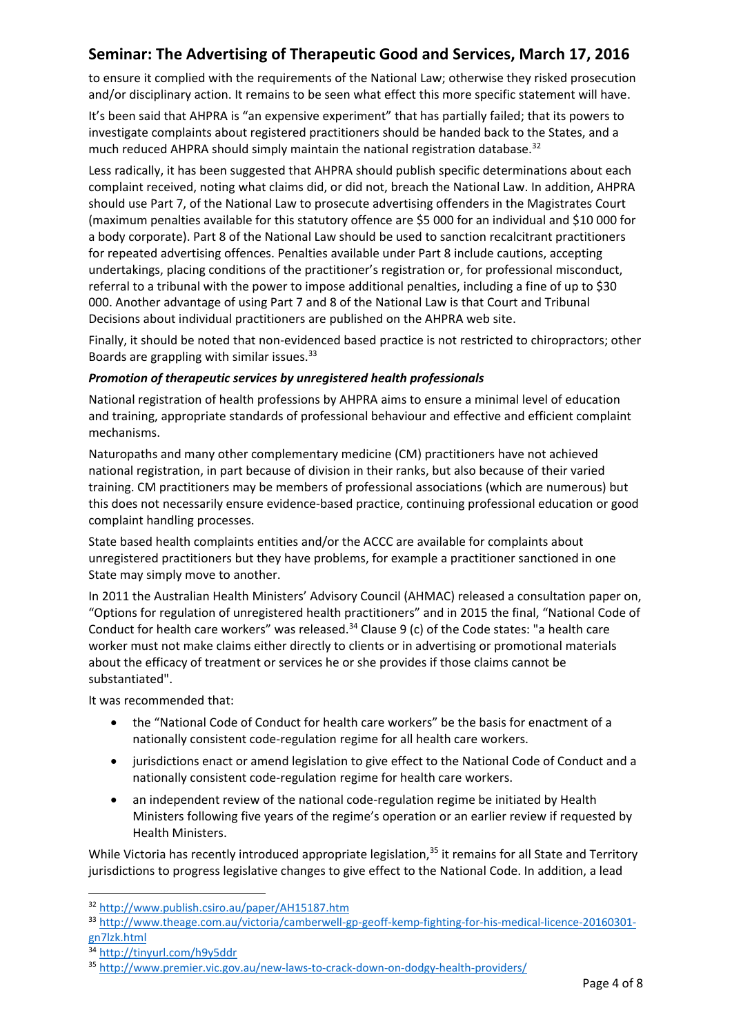to ensure it complied with the requirements of the National Law; otherwise they risked prosecution and/or disciplinary action. It remains to be seen what effect this more specific statement will have.

It's been said that AHPRA is "an expensive experiment" that has partially failed; that its powers to investigate complaints about registered practitioners should be handed back to the States, and a much reduced AHPRA should simply maintain the national registration database.[32]

Less radically, it has been suggested that AHPRA should publish specific determinations about each complaint received, noting what claims did, or did not, breach the National Law. In addition, AHPRA should use Part 7, of the National Law to prosecute advertising offenders in the Magistrates Court (maximum penalties available for this statutory offence are $5 000 for an individual and $10 000 for a body corporate). Part 8 of the National Law should be used to sanction recalcitrant practitioners for repeated advertising offences. Penalties available under Part 8 include cautions, accepting undertakings, placing conditions of the practitioner's registration or, for professional misconduct, referral to a tribunal with the power to impose additional penalties, including a fine of up to $30 000. Another advantage of using Part 7 and 8 of the National Law is that Court and Tribunal Decisions about individual practitioners are published on the AHPRA web site.

Finally, it should be noted that non-evidenced based practice is not restricted to chiropractors; other Boards are grappling with similar issues.[33]

***Promotion of therapeutic services by unregistered health professionals***

National registration of health professions by AHPRA aims to ensure a minimal level of education and training, appropriate standards of professional behaviour and effective and efficient complaint mechanisms.

Naturopaths and many other complementary medicine (CM) practitioners have not achieved national registration, in part because of division in their ranks, but also because of their varied training. CM practitioners may be members of professional associations (which are numerous) but this does not necessarily ensure evidence-based practice, continuing professional education or good complaint handling processes.

State based health complaints entities and/or the ACCC are available for complaints about unregistered practitioners but they have problems, for example a practitioner sanctioned in one State may simply move to another.

In 2011 the Australian Health Ministers' Advisory Council (AHMAC) released a consultation paper on, "Options for regulation of unregistered health practitioners" and in 2015 the final, "National Code of Conduct for health care workers" was released.[34] Clause 9 (c) of the Code states: "a health care worker must not make claims either directly to clients or in advertising or promotional materials about the efficacy of treatment or services he or she provides if those claims cannot be substantiated".

It was recommended that:

- the "National Code of Conduct for health care workers" be the basis for enactment of a nationally consistent code-regulation regime for all health care workers.
- jurisdictions enact or amend legislation to give effect to the National Code of Conduct and a nationally consistent code-regulation regime for health care workers.
- an independent review of the national code-regulation regime be initiated by Health Ministers following five years of the regime's operation or an earlier review if requested by Health Ministers.

While Victoria has recently introduced appropriate legislation,[35] it remains for all State and Territory jurisdictions to progress legislative changes to give effect to the National Code. In addition, a lead

---

[32] http://www.publish.csiro.au/paper/AH15187.htm

[33] http://www.theage.com.au/victoria/camberwell-gp-geoff-kemp-fighting-for-his-medical-licence-20160301-gn7lzk.html

[34] http://tinyurl.com/h9y5ddr

[35] http://www.premier.vic.gov.au/new-laws-to-crack-down-on-dodgy-health-providers/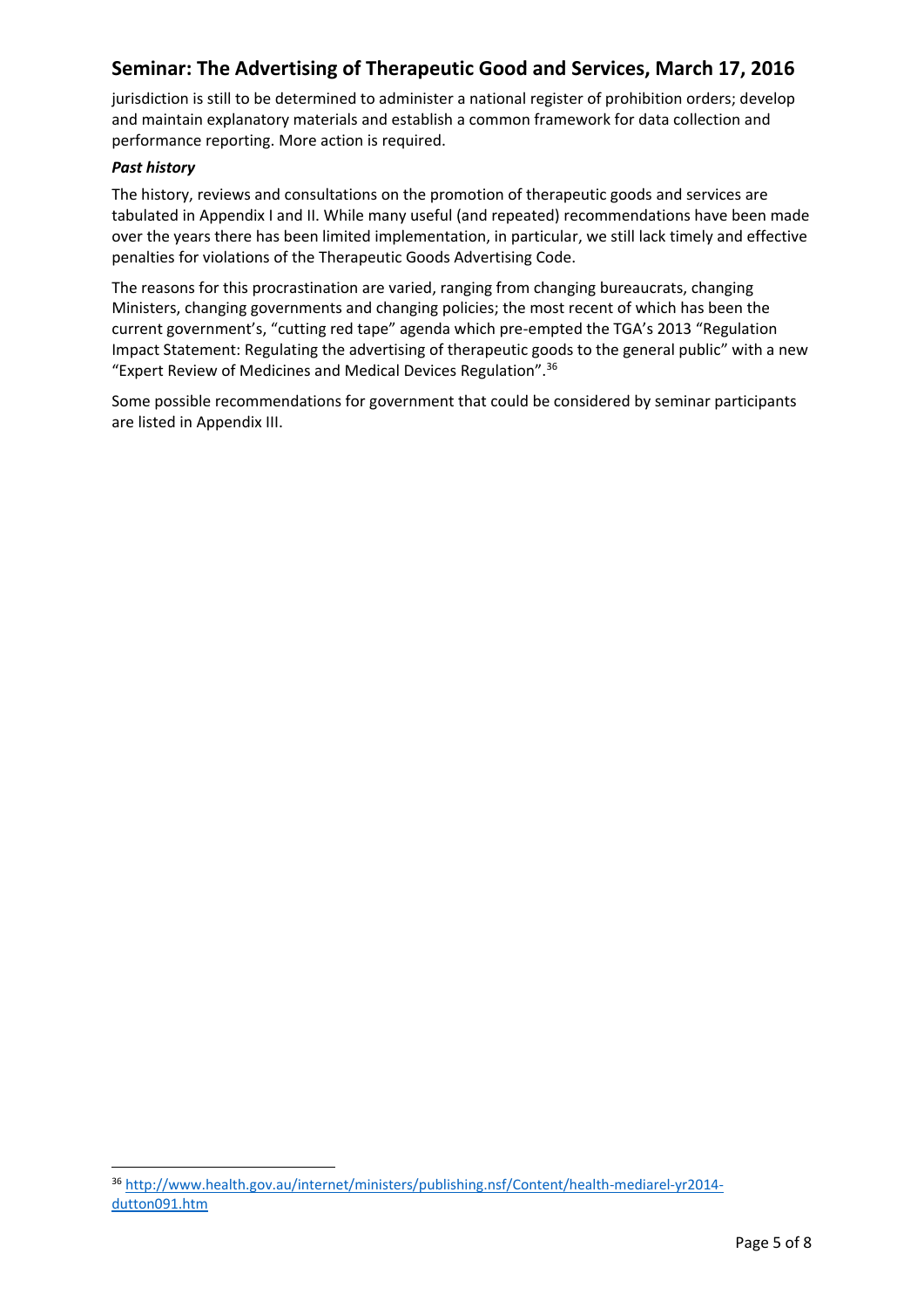jurisdiction is still to be determined to administer a national register of prohibition orders; develop and maintain explanatory materials and establish a common framework for data collection and performance reporting. More action is required.

***Past history***

The history, reviews and consultations on the promotion of therapeutic goods and services are tabulated in Appendix I and II. While many useful (and repeated) recommendations have been made over the years there has been limited implementation, in particular, we still lack timely and effective penalties for violations of the Therapeutic Goods Advertising Code.

The reasons for this procrastination are varied, ranging from changing bureaucrats, changing Ministers, changing governments and changing policies; the most recent of which has been the current government's, "cutting red tape" agenda which pre-empted the TGA's 2013 "Regulation Impact Statement: Regulating the advertising of therapeutic goods to the general public" with a new "Expert Review of Medicines and Medical Devices Regulation".[36]

Some possible recommendations for government that could be considered by seminar participants are listed in Appendix III.

---

[36] http://www.health.gov.au/internet/ministers/publishing.nsf/Content/health-mediarel-yr2014-dutton091.htm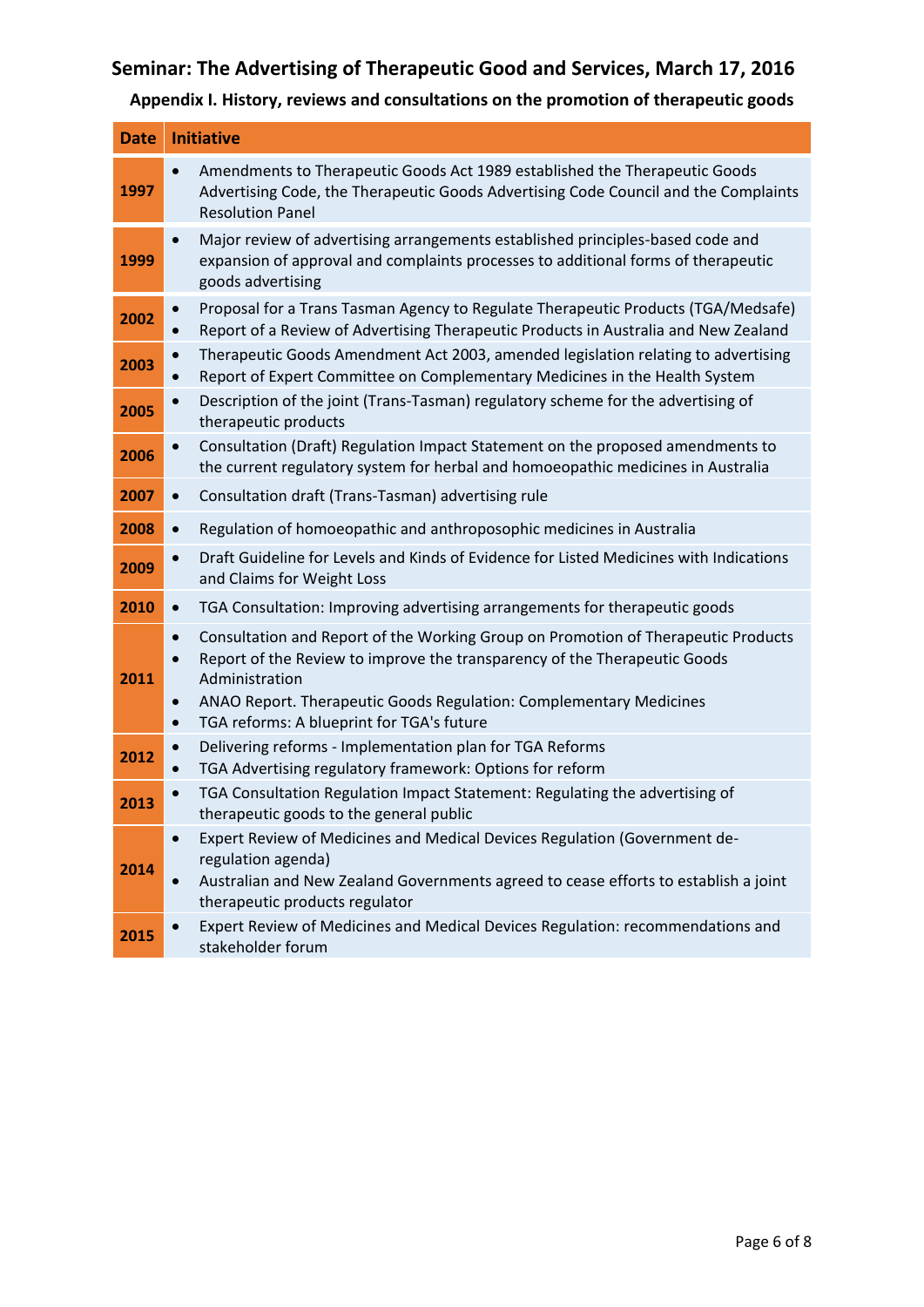# Seminar: The Advertising of Therapeutic Good and Services, March 17, 2016

## Appendix I. History, reviews and consultations on the promotion of therapeutic goods

| Date | Initiative |
|---|---|
| 1997 | • Amendments to Therapeutic Goods Act 1989 established the Therapeutic Goods Advertising Code, the Therapeutic Goods Advertising Code Council and the Complaints Resolution Panel |
| 1999 | • Major review of advertising arrangements established principles-based code and expansion of approval and complaints processes to additional forms of therapeutic goods advertising |
| 2002 | • Proposal for a Trans Tasman Agency to Regulate Therapeutic Products (TGA/Medsafe)<br>• Report of a Review of Advertising Therapeutic Products in Australia and New Zealand |
| 2003 | • Therapeutic Goods Amendment Act 2003, amended legislation relating to advertising<br>• Report of Expert Committee on Complementary Medicines in the Health System |
| 2005 | • Description of the joint (Trans-Tasman) regulatory scheme for the advertising of therapeutic products |
| 2006 | • Consultation (Draft) Regulation Impact Statement on the proposed amendments to the current regulatory system for herbal and homoeopathic medicines in Australia |
| 2007 | • Consultation draft (Trans-Tasman) advertising rule |
| 2008 | • Regulation of homoeopathic and anthroposophic medicines in Australia |
| 2009 | • Draft Guideline for Levels and Kinds of Evidence for Listed Medicines with Indications and Claims for Weight Loss |
| 2010 | • TGA Consultation: Improving advertising arrangements for therapeutic goods |
| 2011 | • Consultation and Report of the Working Group on Promotion of Therapeutic Products<br>• Report of the Review to improve the transparency of the Therapeutic Goods Administration<br>• ANAO Report. Therapeutic Goods Regulation: Complementary Medicines<br>• TGA reforms: A blueprint for TGA's future |
| 2012 | • Delivering reforms - Implementation plan for TGA Reforms<br>• TGA Advertising regulatory framework: Options for reform |
| 2013 | • TGA Consultation Regulation Impact Statement: Regulating the advertising of therapeutic goods to the general public |
| 2014 | • Expert Review of Medicines and Medical Devices Regulation (Government de-regulation agenda)<br>• Australian and New Zealand Governments agreed to cease efforts to establish a joint therapeutic products regulator |
| 2015 | • Expert Review of Medicines and Medical Devices Regulation: recommendations and stakeholder forum |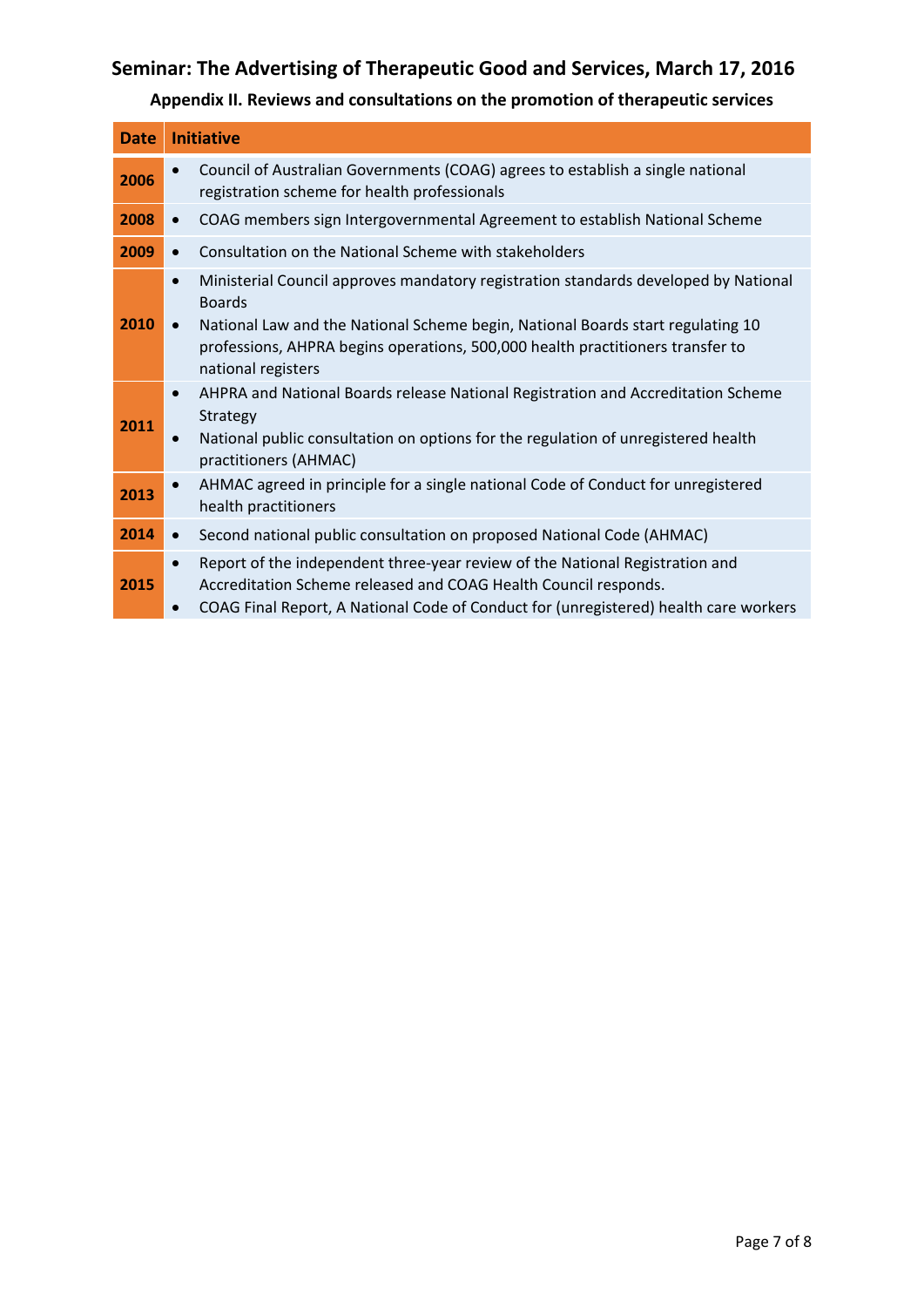# Seminar: The Advertising of Therapeutic Good and Services, March 17, 2016

## Appendix II. Reviews and consultations on the promotion of therapeutic services

| Date | Initiative |
| --- | --- |
| 2006 | • Council of Australian Governments (COAG) agrees to establish a single national registration scheme for health professionals |
| 2008 | • COAG members sign Intergovernmental Agreement to establish National Scheme |
| 2009 | • Consultation on the National Scheme with stakeholders |
| 2010 | • Ministerial Council approves mandatory registration standards developed by National Boards<br>• National Law and the National Scheme begin, National Boards start regulating 10 professions, AHPRA begins operations, 500,000 health practitioners transfer to national registers |
| 2011 | • AHPRA and National Boards release National Registration and Accreditation Scheme Strategy<br>• National public consultation on options for the regulation of unregistered health practitioners (AHMAC) |
| 2013 | • AHMAC agreed in principle for a single national Code of Conduct for unregistered health practitioners |
| 2014 | • Second national public consultation on proposed National Code (AHMAC) |
| 2015 | • Report of the independent three-year review of the National Registration and Accreditation Scheme released and COAG Health Council responds.<br>• COAG Final Report, A National Code of Conduct for (unregistered) health care workers |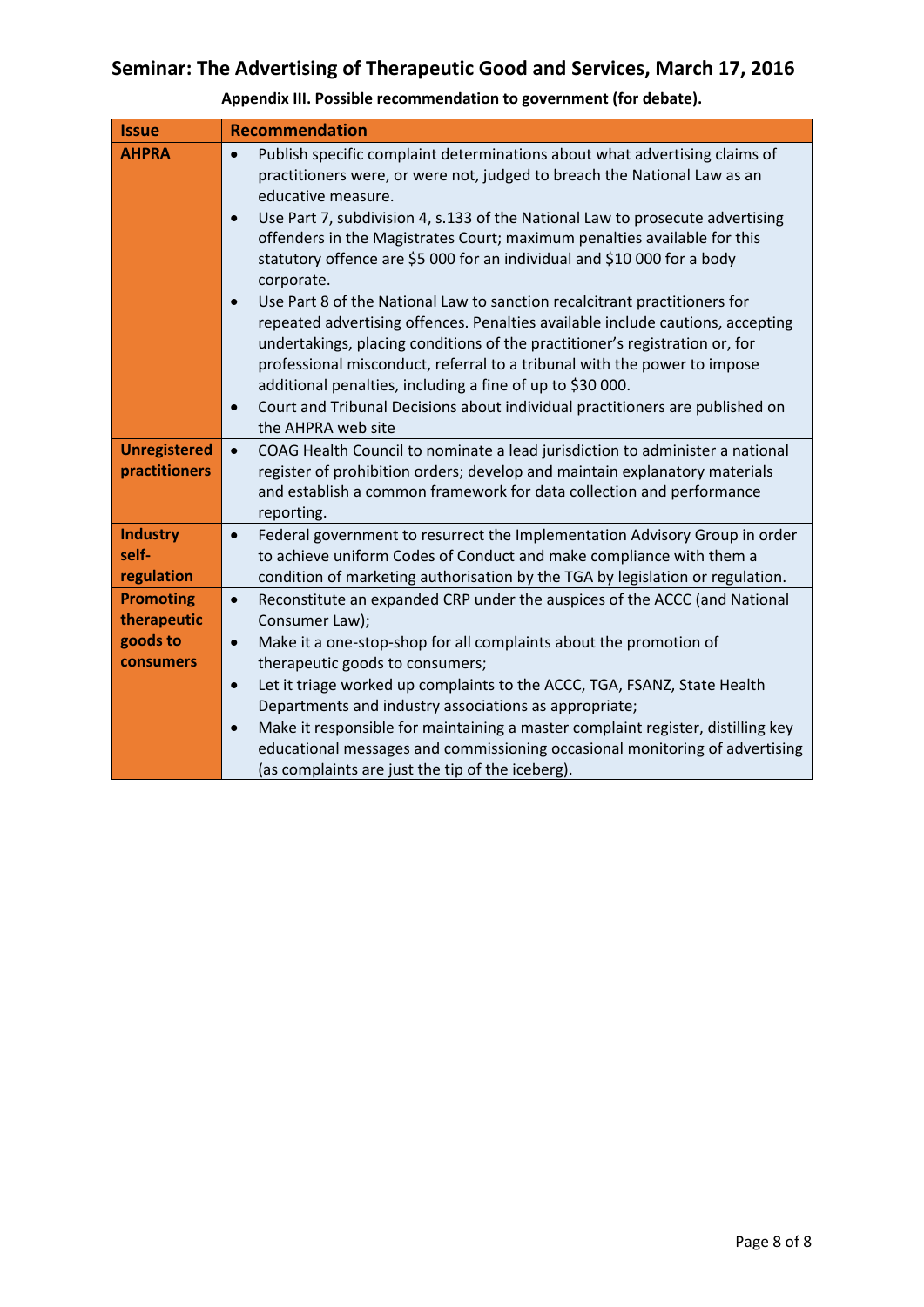# Seminar: The Advertising of Therapeutic Good and Services, March 17, 2016

**Appendix III. Possible recommendation to government (for debate).**

| Issue | Recommendation |
|---|---|
| **AHPRA** | • Publish specific complaint determinations about what advertising claims of practitioners were, or were not, judged to breach the National Law as an educative measure.<br>• Use Part 7, subdivision 4, s.133 of the National Law to prosecute advertising offenders in the Magistrates Court; maximum penalties available for this statutory offence are $5 000 for an individual and $10 000 for a body corporate.<br>• Use Part 8 of the National Law to sanction recalcitrant practitioners for repeated advertising offences. Penalties available include cautions, accepting undertakings, placing conditions of the practitioner's registration or, for professional misconduct, referral to a tribunal with the power to impose additional penalties, including a fine of up to $30 000.<br>• Court and Tribunal Decisions about individual practitioners are published on the AHPRA web site |
| **Unregistered practitioners** | • COAG Health Council to nominate a lead jurisdiction to administer a national register of prohibition orders; develop and maintain explanatory materials and establish a common framework for data collection and performance reporting. |
| **Industry self-regulation** | • Federal government to resurrect the Implementation Advisory Group in order to achieve uniform Codes of Conduct and make compliance with them a condition of marketing authorisation by the TGA by legislation or regulation. |
| **Promoting therapeutic goods to consumers** | • Reconstitute an expanded CRP under the auspices of the ACCC (and National Consumer Law);<br>• Make it a one-stop-shop for all complaints about the promotion of therapeutic goods to consumers;<br>• Let it triage worked up complaints to the ACCC, TGA, FSANZ, State Health Departments and industry associations as appropriate;<br>• Make it responsible for maintaining a master complaint register, distilling key educational messages and commissioning occasional monitoring of advertising (as complaints are just the tip of the iceberg). |